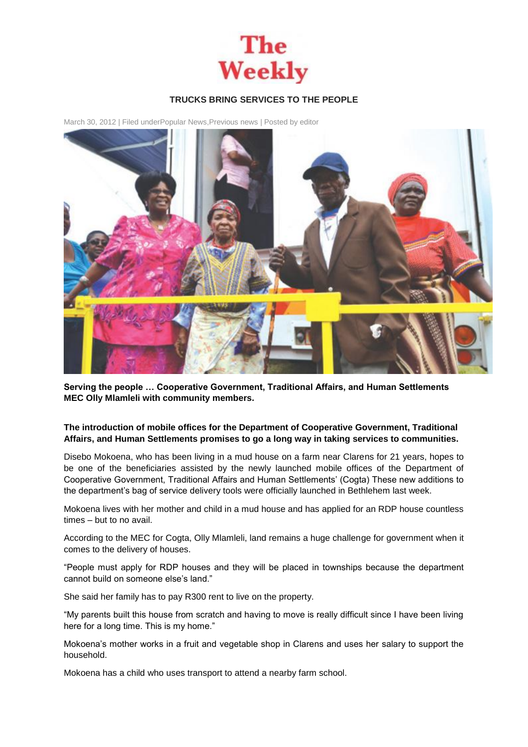# The Weekly

## TRUCKS BRING SERVICES TO THE PEOPLE

March 30, 2012 | Filed underPopular News,Previous news | Posted by editor

**Serving the people … Cooperative Government, Traditional Affairs, and Human Settlements MEC Olly Mlamleli with community members.**

**The introduction of mobile offices for the Department of Cooperative Government, Traditional Affairs, and Human Settlements promises to go a long way in taking services to communities.**

Disebo Mokoena, who has been living in a mud house on a farm near Clarens for 21 years, hopes to be one of the beneficiaries assisted by the newly launched mobile offices of the Department of Cooperative Government, Traditional Affairs and Human Settlements' (Cogta) These new additions to the department's bag of service delivery tools were officially launched in Bethlehem last week.

Mokoena lives with her mother and child in a mud house and has applied for an RDP house countless times – but to no avail.

According to the MEC for Cogta, Olly Mlamleli, land remains a huge challenge for government when it comes to the delivery of houses.

"People must apply for RDP houses and they will be placed in townships because the department cannot build on someone else's land."

She said her family has to pay R300 rent to live on the property.

"My parents built this house from scratch and having to move is really difficult since I have been living here for a long time. This is my home."

Mokoena's mother works in a fruit and vegetable shop in Clarens and uses her salary to support the household.

Mokoena has a child who uses transport to attend a nearby farm school.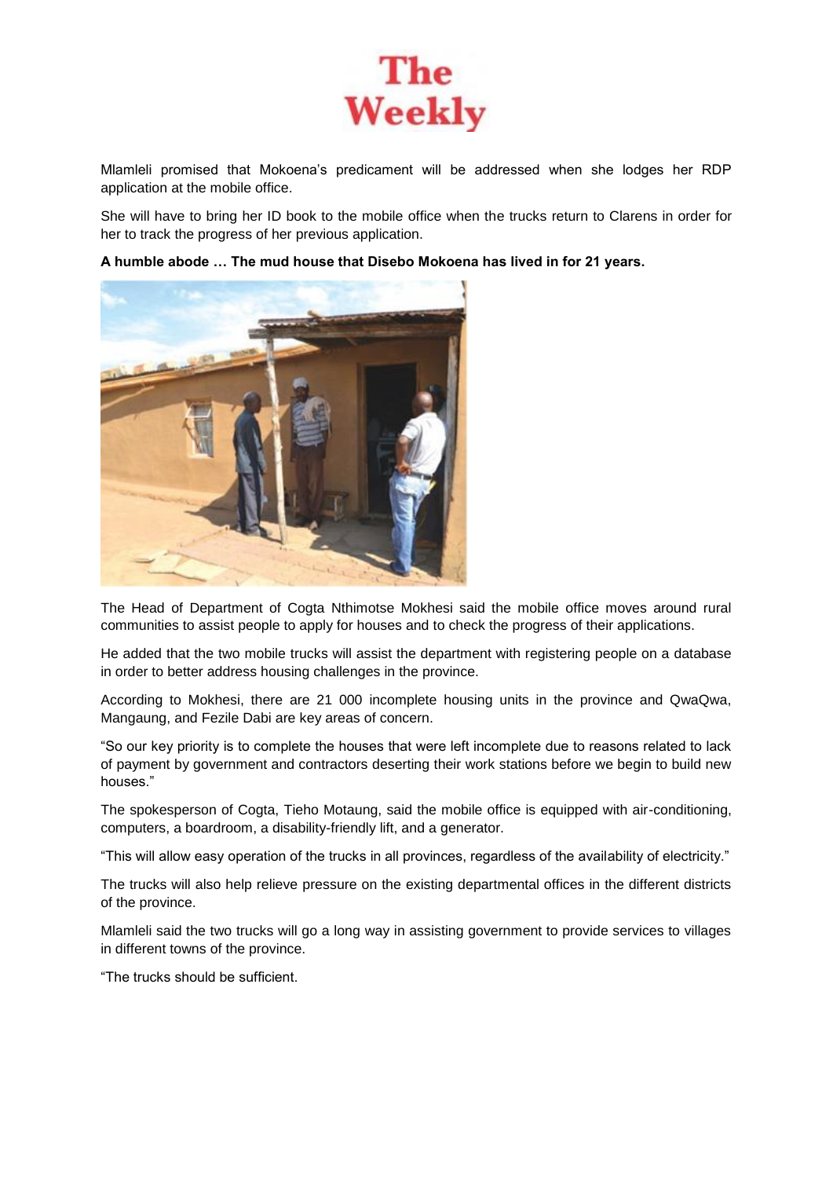Mlamleli promised that Mokoena's predicament will be addressed when she lodges her RDP application at the mobile office.

She will have to bring her ID book to the mobile office when the trucks return to Clarens in order for her to track the progress of her previous application.

**A humble abode … The mud house that Disebo Mokoena has lived in for 21 years.**

The Head of Department of Cogta Nthimotse Mokhesi said the mobile office moves around rural communities to assist people to apply for houses and to check the progress of their applications.

He added that the two mobile trucks will assist the department with registering people on a database in order to better address housing challenges in the province.

According to Mokhesi, there are 21 000 incomplete housing units in the province and QwaQwa, Mangaung, and Fezile Dabi are key areas of concern.

"So our key priority is to complete the houses that were left incomplete due to reasons related to lack of payment by government and contractors deserting their work stations before we begin to build new houses."

The spokesperson of Cogta, Tieho Motaung, said the mobile office is equipped with air-conditioning, computers, a boardroom, a disability-friendly lift, and a generator.

"This will allow easy operation of the trucks in all provinces, regardless of the availability of electricity."

The trucks will also help relieve pressure on the existing departmental offices in the different districts of the province.

Mlamleli said the two trucks will go a long way in assisting government to provide services to villages in different towns of the province.

"The trucks should be sufficient.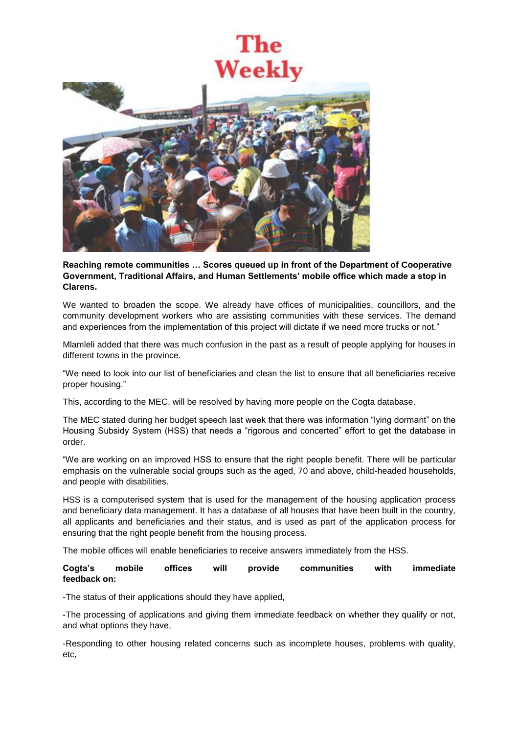**Reaching remote communities … Scores queued up in front of the Department of Cooperative Government, Traditional Affairs, and Human Settlements' mobile office which made a stop in Clarens.**

We wanted to broaden the scope. We already have offices of municipalities, councillors, and the community development workers who are assisting communities with these services. The demand and experiences from the implementation of this project will dictate if we need more trucks or not."

Mlamleli added that there was much confusion in the past as a result of people applying for houses in different towns in the province.

"We need to look into our list of beneficiaries and clean the list to ensure that all beneficiaries receive proper housing."

This, according to the MEC, will be resolved by having more people on the Cogta database.

The MEC stated during her budget speech last week that there was information "lying dormant" on the Housing Subsidy System (HSS) that needs a "rigorous and concerted" effort to get the database in order.

"We are working on an improved HSS to ensure that the right people benefit. There will be particular emphasis on the vulnerable social groups such as the aged, 70 and above, child-headed households, and people with disabilities.

HSS is a computerised system that is used for the management of the housing application process and beneficiary data management. It has a database of all houses that have been built in the country, all applicants and beneficiaries and their status, and is used as part of the application process for ensuring that the right people benefit from the housing process.

The mobile offices will enable beneficiaries to receive answers immediately from the HSS.

**Cogta's mobile offices will provide communities with immediate feedback on:**

-The status of their applications should they have applied,

-The processing of applications and giving them immediate feedback on whether they qualify or not, and what options they have,

-Responding to other housing related concerns such as incomplete houses, problems with quality, etc,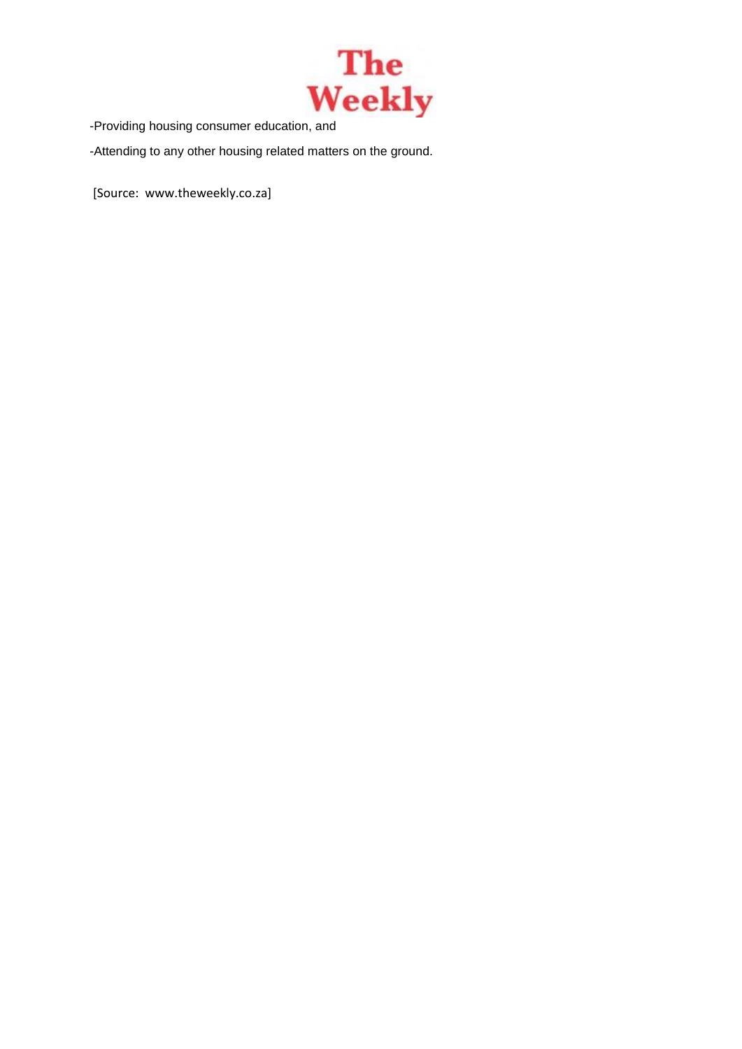The Weekly

-Providing housing consumer education, and

-Attending to any other housing related matters on the ground.

[Source: www.theweekly.co.za]